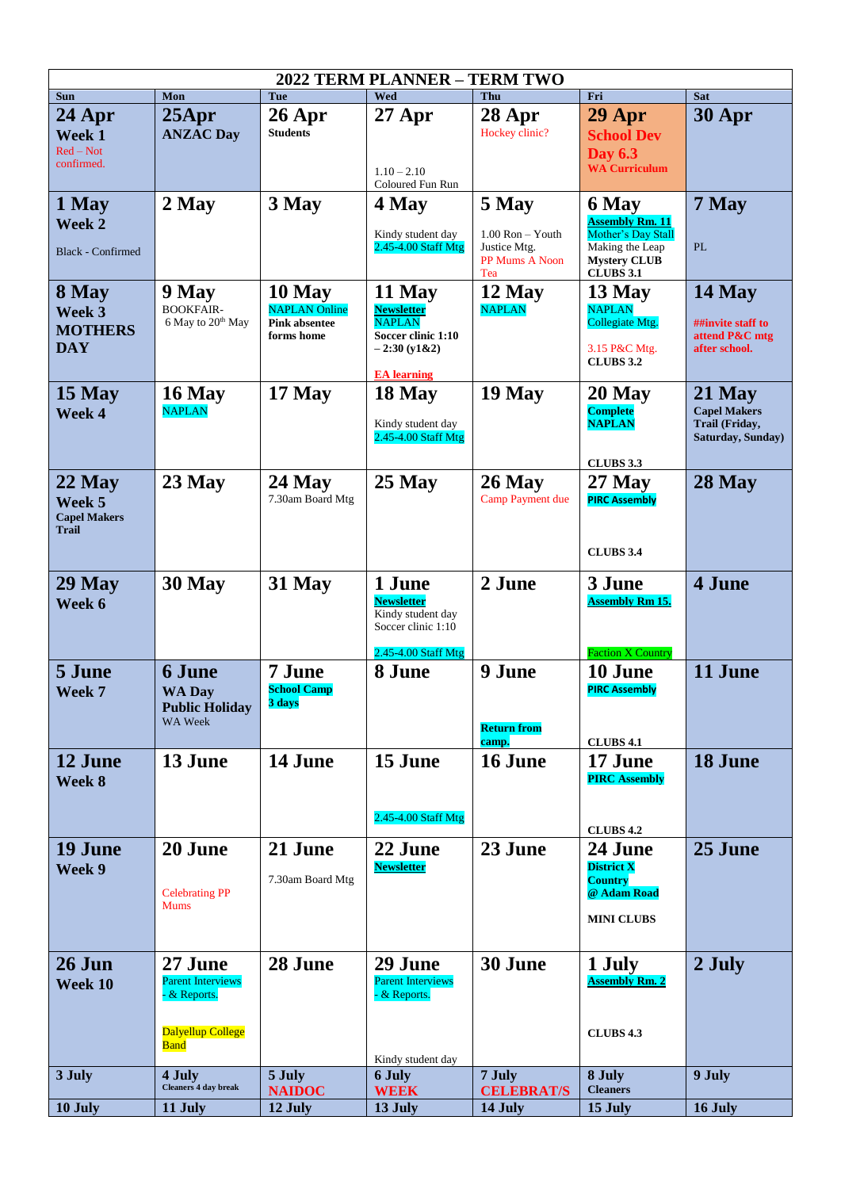# 2022 TERM PLANNER – TERM TWO

| Sun | Mon | Tue | Wed | Thu | Fri | Sat |
|---|---|---|---|---|---|---|
| **24 Apr** **Week 1** Red – Not confirmed. | **25Apr** **ANZAC Day** | **26 Apr** **Students** | **27 Apr** 1.10 – 2.10 Coloured Fun Run | **28 Apr** Hockey clinic? | **29 Apr** **School Dev Day 6.3** **WA Curriculum** | **30 Apr** |
| **1 May** **Week 2** Black - Confirmed | **2 May** | **3 May** | **4 May** Kindy student day 2.45-4.00 Staff Mtg | **5 May** 1.00 Ron – Youth Justice Mtg. PP Mums A Noon Tea | **6 May** **Assembly Rm. 11** Mother's Day Stall Making the Leap **Mystery CLUB** **CLUBS 3.1** | **7 May** PL |
| **8 May** **Week 3** **MOTHERS DAY** | **9 May** BOOKFAIR- 6 May to 20th May | **10 May** NAPLAN Online **Pink absentee forms home** | **11 May** **Newsletter** NAPLAN **Soccer clinic 1:10 – 2:30 (y1&2)** **EA learning** | **12 May** NAPLAN | **13 May** NAPLAN Collegiate Mtg. 3.15 P&C Mtg. **CLUBS 3.2** | **14 May** **##invite staff to attend P&C mtg after school.** |
| **15 May** **Week 4** | **16 May** NAPLAN | **17 May** | **18 May** Kindy student day 2.45-4.00 Staff Mtg | **19 May** | **20 May** **Complete NAPLAN** **CLUBS 3.3** | **21 May** **Capel Makers Trail (Friday, Saturday, Sunday)** |
| **22 May** **Week 5** **Capel Makers Trail** | **23 May** | **24 May** 7.30am Board Mtg | **25 May** | **26 May** Camp Payment due | **27 May** **PIRC Assembly** **CLUBS 3.4** | **28 May** |
| **29 May** **Week 6** | **30 May** | **31 May** | **1 June** **Newsletter** Kindy student day Soccer clinic 1:10 2.45-4.00 Staff Mtg | **2 June** | **3 June** **Assembly Rm 15.** Faction X Country | **4 June** |
| **5 June** **Week 7** | **6 June** **WA Day Public Holiday** WA Week | **7 June** **School Camp 3 days** | **8 June** | **9 June** **Return from camp.** | **10 June** **PIRC Assembly** **CLUBS 4.1** | **11 June** |
| **12 June** **Week 8** | **13 June** | **14 June** | **15 June** 2.45-4.00 Staff Mtg | **16 June** | **17 June** **PIRC Assembly** **CLUBS 4.2** | **18 June** |
| **19 June** **Week 9** | **20 June** Celebrating PP Mums | **21 June** 7.30am Board Mtg | **22 June** **Newsletter** | **23 June** | **24 June** **District X Country @ Adam Road** **MINI CLUBS** | **25 June** |
| **26 Jun** **Week 10** | **27 June** Parent Interviews - & Reports. Dalyellup College Band | **28 June** | **29 June** Parent Interviews - & Reports. Kindy student day | **30 June** | **1 July** **Assembly Rm. 2** **CLUBS 4.3** | **2 July** |
| **3 July** | **4 July** **Cleaners 4 day break** | **5 July** **NAIDOC** | **6 July** **WEEK** | **7 July** **CELEBRAT/S** | **8 July** **Cleaners** | **9 July** |
| **10 July** | **11 July** | **12 July** | **13 July** | **14 July** | **15 July** | **16 July** |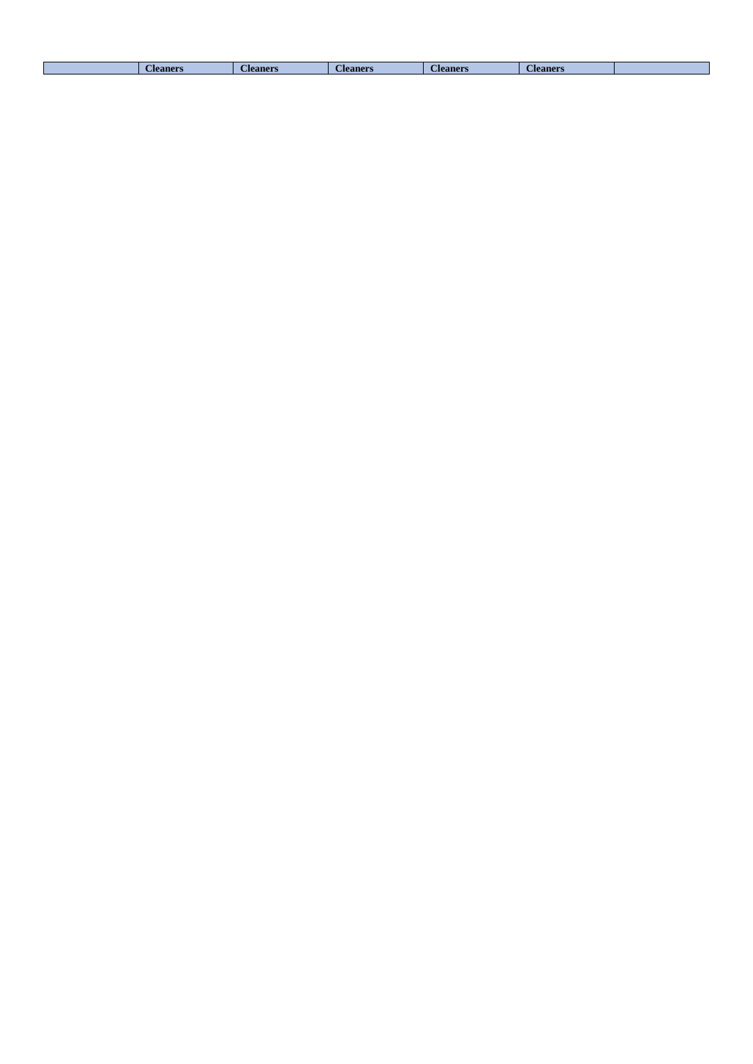| | | | | | |
|---|---|---|---|---|---|
| | **Cleaners** | **Cleaners** | **Cleaners** | **Cleaners** | **Cleaners** | |

| | | | | | | |
|---|---|---|---|---|---|---|
| | **Cleaners** | **Cleaners** | **Cleaners** | **Cleaners** | **Cleaners** | |